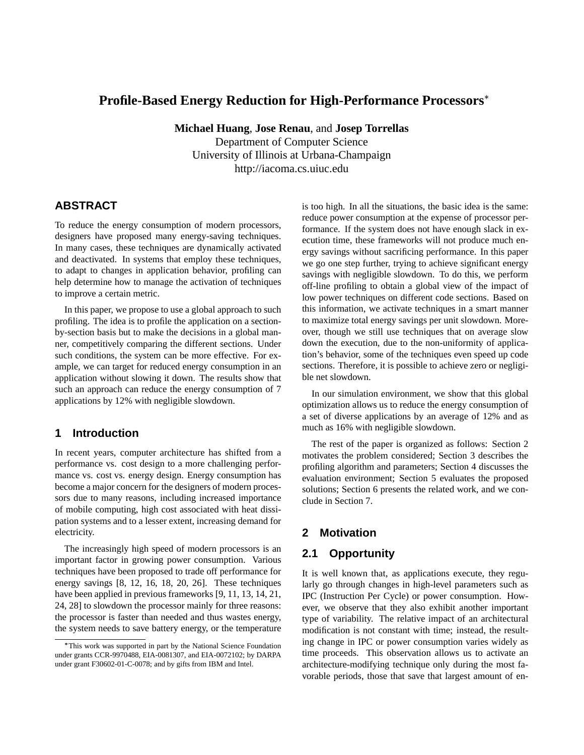# Profile-Based Energy Reduction for High-Performance Processors*

**Michael Huang**, **Jose Renau**, and **Josep Torrellas**
Department of Computer Science
University of Illinois at Urbana-Champaign
http://iacoma.cs.uiuc.edu

## ABSTRACT

To reduce the energy consumption of modern processors, designers have proposed many energy-saving techniques. In many cases, these techniques are dynamically activated and deactivated. In systems that employ these techniques, to adapt to changes in application behavior, profiling can help determine how to manage the activation of techniques to improve a certain metric.

In this paper, we propose to use a global approach to such profiling. The idea is to profile the application on a section-by-section basis but to make the decisions in a global manner, competitively comparing the different sections. Under such conditions, the system can be more effective. For example, we can target for reduced energy consumption in an application without slowing it down. The results show that such an approach can reduce the energy consumption of 7 applications by 12% with negligible slowdown.

## 1 Introduction

In recent years, computer architecture has shifted from a performance vs. cost design to a more challenging performance vs. cost vs. energy design. Energy consumption has become a major concern for the designers of modern processors due to many reasons, including increased importance of mobile computing, high cost associated with heat dissipation systems and to a lesser extent, increasing demand for electricity.

The increasingly high speed of modern processors is an important factor in growing power consumption. Various techniques have been proposed to trade off performance for energy savings [8, 12, 16, 18, 20, 26]. These techniques have been applied in previous frameworks [9, 11, 13, 14, 21, 24, 28] to slowdown the processor mainly for three reasons: the processor is faster than needed and thus wastes energy, the system needs to save battery energy, or the temperature is too high. In all the situations, the basic idea is the same: reduce power consumption at the expense of processor performance. If the system does not have enough slack in execution time, these frameworks will not produce much energy savings without sacrificing performance. In this paper we go one step further, trying to achieve significant energy savings with negligible slowdown. To do this, we perform off-line profiling to obtain a global view of the impact of low power techniques on different code sections. Based on this information, we activate techniques in a smart manner to maximize total energy savings per unit slowdown. Moreover, though we still use techniques that on average slow down the execution, due to the non-uniformity of application's behavior, some of the techniques even speed up code sections. Therefore, it is possible to achieve zero or negligible net slowdown.

In our simulation environment, we show that this global optimization allows us to reduce the energy consumption of a set of diverse applications by an average of 12% and as much as 16% with negligible slowdown.

The rest of the paper is organized as follows: Section 2 motivates the problem considered; Section 3 describes the profiling algorithm and parameters; Section 4 discusses the evaluation environment; Section 5 evaluates the proposed solutions; Section 6 presents the related work, and we conclude in Section 7.

## 2 Motivation

### 2.1 Opportunity

It is well known that, as applications execute, they regularly go through changes in high-level parameters such as IPC (Instruction Per Cycle) or power consumption. However, we observe that they also exhibit another important type of variability. The relative impact of an architectural modification is not constant with time; instead, the resulting change in IPC or power consumption varies widely as time proceeds. This observation allows us to activate an architecture-modifying technique only during the most favorable periods, those that save that largest amount of en-

*This work was supported in part by the National Science Foundation under grants CCR-9970488, EIA-0081307, and EIA-0072102; by DARPA under grant F30602-01-C-0078; and by gifts from IBM and Intel.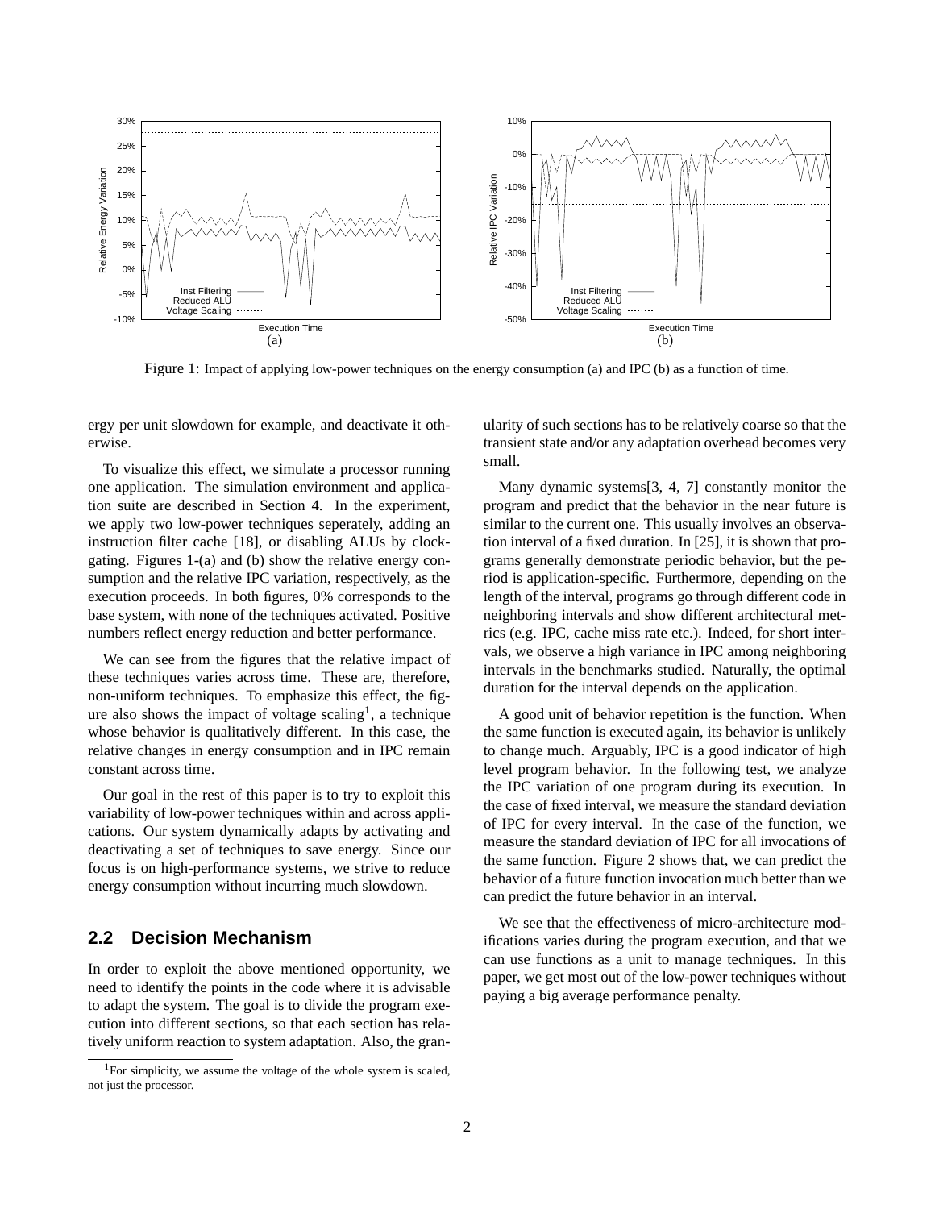Figure 1: Impact of applying low-power techniques on the energy consumption (a) and IPC (b) as a function of time.

ergy per unit slowdown for example, and deactivate it otherwise.

To visualize this effect, we simulate a processor running one application. The simulation environment and application suite are described in Section 4. In the experiment, we apply two low-power techniques seperately, adding an instruction filter cache [18], or disabling ALUs by clock-gating. Figures 1-(a) and (b) show the relative energy consumption and the relative IPC variation, respectively, as the execution proceeds. In both figures, 0% corresponds to the base system, with none of the techniques activated. Positive numbers reflect energy reduction and better performance.

We can see from the figures that the relative impact of these techniques varies across time. These are, therefore, non-uniform techniques. To emphasize this effect, the figure also shows the impact of voltage scaling[1], a technique whose behavior is qualitatively different. In this case, the relative changes in energy consumption and in IPC remain constant across time.

Our goal in the rest of this paper is to try to exploit this variability of low-power techniques within and across applications. Our system dynamically adapts by activating and deactivating a set of techniques to save energy. Since our focus is on high-performance systems, we strive to reduce energy consumption without incurring much slowdown.

## 2.2 Decision Mechanism

In order to exploit the above mentioned opportunity, we need to identify the points in the code where it is advisable to adapt the system. The goal is to divide the program execution into different sections, so that each section has relatively uniform reaction to system adaptation. Also, the granularity of such sections has to be relatively coarse so that the transient state and/or any adaptation overhead becomes very small.

Many dynamic systems[3, 4, 7] constantly monitor the program and predict that the behavior in the near future is similar to the current one. This usually involves an observation interval of a fixed duration. In [25], it is shown that programs generally demonstrate periodic behavior, but the period is application-specific. Furthermore, depending on the length of the interval, programs go through different code in neighboring intervals and show different architectural metrics (e.g. IPC, cache miss rate etc.). Indeed, for short intervals, we observe a high variance in IPC among neighboring intervals in the benchmarks studied. Naturally, the optimal duration for the interval depends on the application.

A good unit of behavior repetition is the function. When the same function is executed again, its behavior is unlikely to change much. Arguably, IPC is a good indicator of high level program behavior. In the following test, we analyze the IPC variation of one program during its execution. In the case of fixed interval, we measure the standard deviation of IPC for every interval. In the case of the function, we measure the standard deviation of IPC for all invocations of the same function. Figure 2 shows that, we can predict the behavior of a future function invocation much better than we can predict the future behavior in an interval.

We see that the effectiveness of micro-architecture modifications varies during the program execution, and that we can use functions as a unit to manage techniques. In this paper, we get most out of the low-power techniques without paying a big average performance penalty.

[1] For simplicity, we assume the voltage of the whole system is scaled, not just the processor.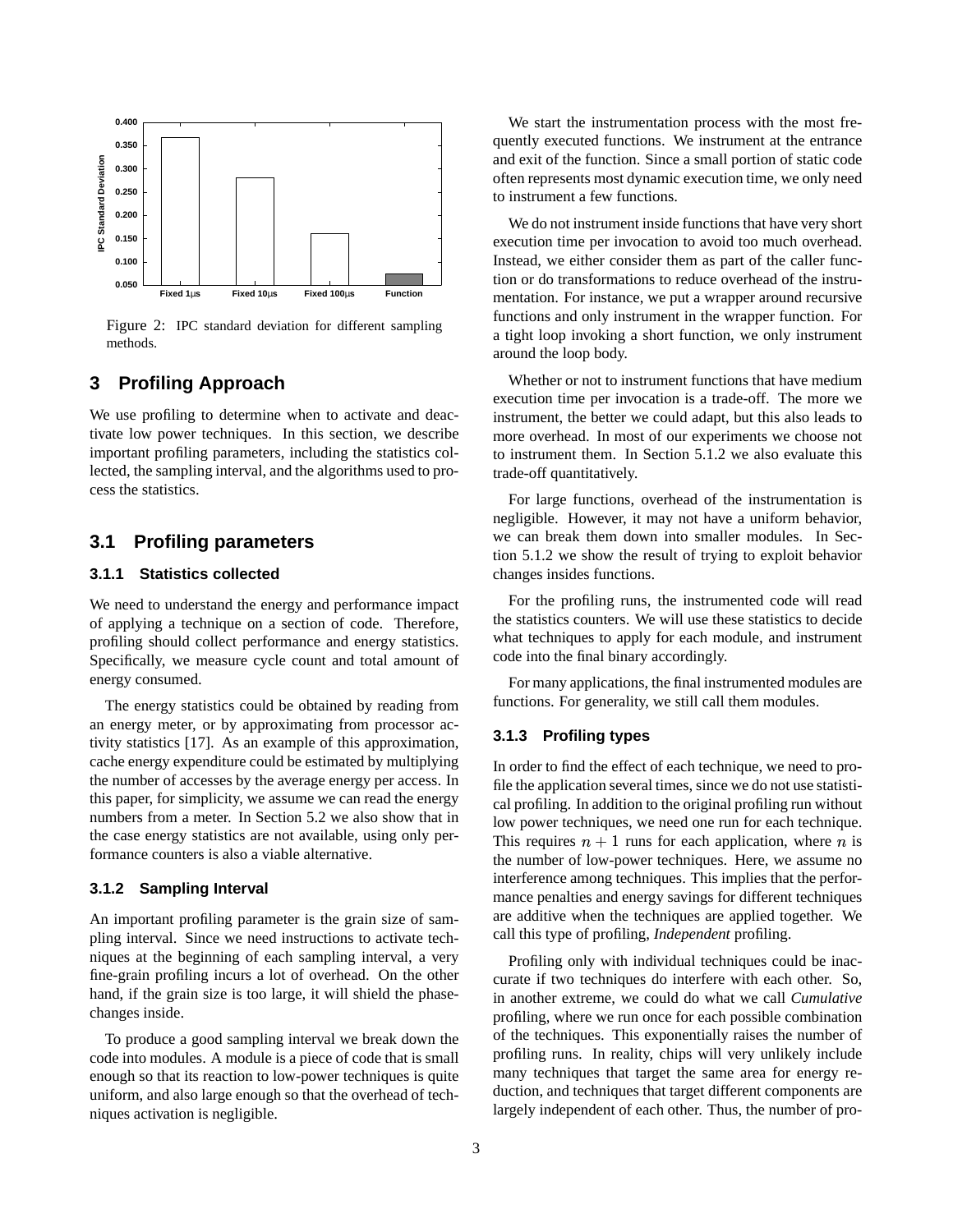Figure 2: IPC standard deviation for different sampling methods.

## 3 Profiling Approach

We use profiling to determine when to activate and deactivate low power techniques. In this section, we describe important profiling parameters, including the statistics collected, the sampling interval, and the algorithms used to process the statistics.

### 3.1 Profiling parameters

#### 3.1.1 Statistics collected

We need to understand the energy and performance impact of applying a technique on a section of code. Therefore, profiling should collect performance and energy statistics. Specifically, we measure cycle count and total amount of energy consumed.

The energy statistics could be obtained by reading from an energy meter, or by approximating from processor activity statistics [17]. As an example of this approximation, cache energy expenditure could be estimated by multiplying the number of accesses by the average energy per access. In this paper, for simplicity, we assume we can read the energy numbers from a meter. In Section 5.2 we also show that in the case energy statistics are not available, using only performance counters is also a viable alternative.

#### 3.1.2 Sampling Interval

An important profiling parameter is the grain size of sampling interval. Since we need instructions to activate techniques at the beginning of each sampling interval, a very fine-grain profiling incurs a lot of overhead. On the other hand, if the grain size is too large, it will shield the phase-changes inside.

To produce a good sampling interval we break down the code into modules. A module is a piece of code that is small enough so that its reaction to low-power techniques is quite uniform, and also large enough so that the overhead of techniques activation is negligible.

We start the instrumentation process with the most frequently executed functions. We instrument at the entrance and exit of the function. Since a small portion of static code often represents most dynamic execution time, we only need to instrument a few functions.

We do not instrument inside functions that have very short execution time per invocation to avoid too much overhead. Instead, we either consider them as part of the caller function or do transformations to reduce overhead of the instrumentation. For instance, we put a wrapper around recursive functions and only instrument in the wrapper function. For a tight loop invoking a short function, we only instrument around the loop body.

Whether or not to instrument functions that have medium execution time per invocation is a trade-off. The more we instrument, the better we could adapt, but this also leads to more overhead. In most of our experiments we choose not to instrument them. In Section 5.1.2 we also evaluate this trade-off quantitatively.

For large functions, overhead of the instrumentation is negligible. However, it may not have a uniform behavior, we can break them down into smaller modules. In Section 5.1.2 we show the result of trying to exploit behavior changes insides functions.

For the profiling runs, the instrumented code will read the statistics counters. We will use these statistics to decide what techniques to apply for each module, and instrument code into the final binary accordingly.

For many applications, the final instrumented modules are functions. For generality, we still call them modules.

#### 3.1.3 Profiling types

In order to find the effect of each technique, we need to profile the application several times, since we do not use statistical profiling. In addition to the original profiling run without low power techniques, we need one run for each technique. This requires $n + 1$ runs for each application, where $n$ is the number of low-power techniques. Here, we assume no interference among techniques. This implies that the performance penalties and energy savings for different techniques are additive when the techniques are applied together. We call this type of profiling, *Independent* profiling.

Profiling only with individual techniques could be inaccurate if two techniques do interfere with each other. So, in another extreme, we could do what we call *Cumulative* profiling, where we run once for each possible combination of the techniques. This exponentially raises the number of profiling runs. In reality, chips will very unlikely include many techniques that target the same area for energy reduction, and techniques that target different components are largely independent of each other. Thus, the number of pro-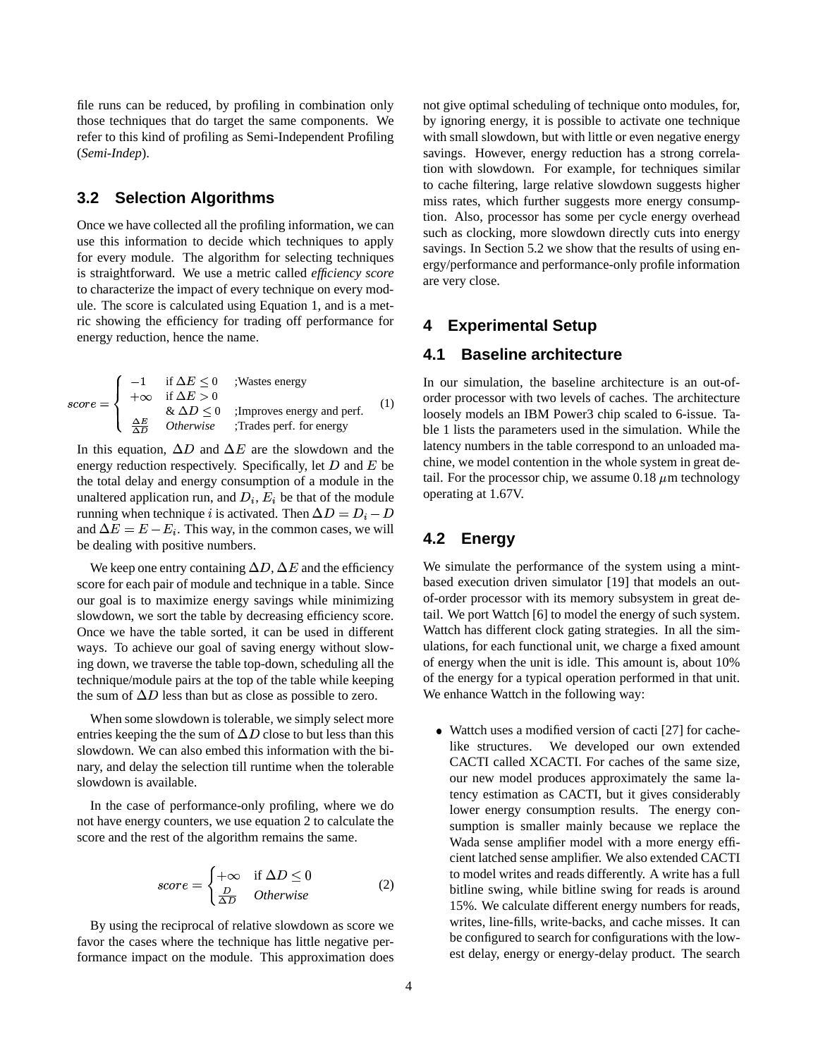file runs can be reduced, by profiling in combination only those techniques that do target the same components. We refer to this kind of profiling as Semi-Independent Profiling (*Semi-Indep*).

### 3.2 Selection Algorithms

Once we have collected all the profiling information, we can use this information to decide which techniques to apply for every module. The algorithm for selecting techniques is straightforward. We use a metric called *efficiency score* to characterize the impact of every technique on every module. The score is calculated using Equation 1, and is a metric showing the efficiency for trading off performance for energy reduction, hence the name.

$$score = \begin{cases} -1 & \text{if } \Delta E \leq 0 \quad \text{;Wastes energy} \\ +\infty & \text{if } \Delta E > 0 \\ & \text{\& } \Delta D \leq 0 \quad \text{;Improves energy and perf.} \\ \frac{\Delta E}{\Delta D} & \textit{Otherwise} \quad \text{;Trades perf. for energy} \end{cases} \tag{1}$$

In this equation, $\Delta D$ and $\Delta E$ are the slowdown and the energy reduction respectively. Specifically, let $D$ and $E$ be the total delay and energy consumption of a module in the unaltered application run, and $D_i$, $E_i$ be that of the module running when technique $i$ is activated. Then $\Delta D = D_i - D$ and $\Delta E = E - E_i$. This way, in the common cases, we will be dealing with positive numbers.

We keep one entry containing $\Delta D$, $\Delta E$ and the efficiency score for each pair of module and technique in a table. Since our goal is to maximize energy savings while minimizing slowdown, we sort the table by decreasing efficiency score. Once we have the table sorted, it can be used in different ways. To achieve our goal of saving energy without slowing down, we traverse the table top-down, scheduling all the technique/module pairs at the top of the table while keeping the sum of $\Delta D$ less than but as close as possible to zero.

When some slowdown is tolerable, we simply select more entries keeping the the sum of $\Delta D$ close to but less than this slowdown. We can also embed this information with the binary, and delay the selection till runtime when the tolerable slowdown is available.

In the case of performance-only profiling, where we do not have energy counters, we use equation 2 to calculate the score and the rest of the algorithm remains the same.

$$score = \begin{cases} +\infty & \text{if } \Delta D \leq 0 \\ \frac{D}{\Delta D} & \textit{Otherwise} \end{cases} \tag{2}$$

By using the reciprocal of relative slowdown as score we favor the cases where the technique has little negative performance impact on the module. This approximation does not give optimal scheduling of technique onto modules, for, by ignoring energy, it is possible to activate one technique with small slowdown, but with little or even negative energy savings. However, energy reduction has a strong correlation with slowdown. For example, for techniques similar to cache filtering, large relative slowdown suggests higher miss rates, which further suggests more energy consumption. Also, processor has some per cycle energy overhead such as clocking, more slowdown directly cuts into energy savings. In Section 5.2 we show that the results of using energy/performance and performance-only profile information are very close.

## 4 Experimental Setup

### 4.1 Baseline architecture

In our simulation, the baseline architecture is an out-of-order processor with two levels of caches. The architecture loosely models an IBM Power3 chip scaled to 6-issue. Table 1 lists the parameters used in the simulation. While the latency numbers in the table correspond to an unloaded machine, we model contention in the whole system in great detail. For the processor chip, we assume 0.18 $\mu$m technology operating at 1.67V.

### 4.2 Energy

We simulate the performance of the system using a mint-based execution driven simulator [19] that models an out-of-order processor with its memory subsystem in great detail. We port Wattch [6] to model the energy of such system. Wattch has different clock gating strategies. In all the simulations, for each functional unit, we charge a fixed amount of energy when the unit is idle. This amount is, about 10% of the energy for a typical operation performed in that unit. We enhance Wattch in the following way:

- Wattch uses a modified version of cacti [27] for cache-like structures. We developed our own extended CACTI called XCACTI. For caches of the same size, our new model produces approximately the same latency estimation as CACTI, but it gives considerably lower energy consumption results. The energy consumption is smaller mainly because we replace the Wada sense amplifier model with a more energy efficient latched sense amplifier. We also extended CACTI to model writes and reads differently. A write has a full bitline swing, while bitline swing for reads is around 15%. We calculate different energy numbers for reads, writes, line-fills, write-backs, and cache misses. It can be configured to search for configurations with the lowest delay, energy or energy-delay product. The search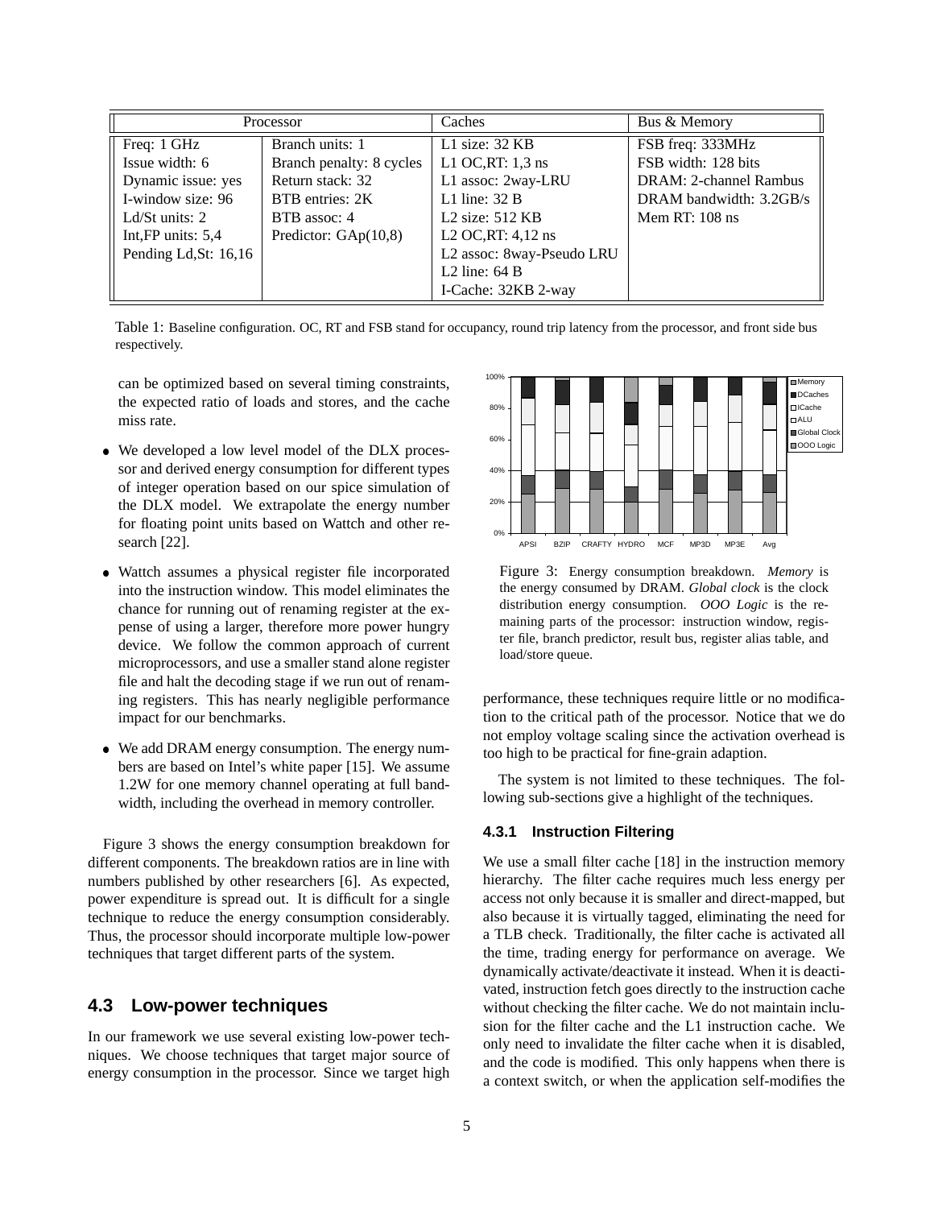| Processor | | Caches | Bus & Memory |
|---|---|---|---|
| Freq: 1 GHz | Branch units: 1 | L1 size: 32 KB | FSB freq: 333MHz |
| Issue width: 6 | Branch penalty: 8 cycles | L1 OC,RT: 1,3 ns | FSB width: 128 bits |
| Dynamic issue: yes | Return stack: 32 | L1 assoc: 2way-LRU | DRAM: 2-channel Rambus |
| I-window size: 96 | BTB entries: 2K | L1 line: 32 B | DRAM bandwidth: 3.2GB/s |
| Ld/St units: 2 | BTB assoc: 4 | L2 size: 512 KB | Mem RT: 108 ns |
| Int,FP units: 5,4 | Predictor: GAp(10,8) | L2 OC,RT: 4,12 ns | |
| Pending Ld,St: 16,16 | | L2 assoc: 8way-Pseudo LRU | |
| | | L2 line: 64 B | |
| | | I-Cache: 32KB 2-way | |

Table 1: Baseline configuration. OC, RT and FSB stand for occupancy, round trip latency from the processor, and front side bus respectively.

can be optimized based on several timing constraints, the expected ratio of loads and stores, and the cache miss rate.

- We developed a low level model of the DLX processor and derived energy consumption for different types of integer operation based on our spice simulation of the DLX model. We extrapolate the energy number for floating point units based on Wattch and other research [22].
- Wattch assumes a physical register file incorporated into the instruction window. This model eliminates the chance for running out of renaming register at the expense of using a larger, therefore more power hungry device. We follow the common approach of current microprocessors, and use a smaller stand alone register file and halt the decoding stage if we run out of renaming registers. This has nearly negligible performance impact for our benchmarks.
- We add DRAM energy consumption. The energy numbers are based on Intel's white paper [15]. We assume 1.2W for one memory channel operating at full bandwidth, including the overhead in memory controller.

Figure 3 shows the energy consumption breakdown for different components. The breakdown ratios are in line with numbers published by other researchers [6]. As expected, power expenditure is spread out. It is difficult for a single technique to reduce the energy consumption considerably. Thus, the processor should incorporate multiple low-power techniques that target different parts of the system.

Figure 3: Energy consumption breakdown. *Memory* is the energy consumed by DRAM. *Global clock* is the clock distribution energy consumption. *OOO Logic* is the remaining parts of the processor: instruction window, register file, branch predictor, result bus, register alias table, and load/store queue.

## 4.3 Low-power techniques

In our framework we use several existing low-power techniques. We choose techniques that target major source of energy consumption in the processor. Since we target high performance, these techniques require little or no modification to the critical path of the processor. Notice that we do not employ voltage scaling since the activation overhead is too high to be practical for fine-grain adaption.

The system is not limited to these techniques. The following sub-sections give a highlight of the techniques.

### 4.3.1 Instruction Filtering

We use a small filter cache [18] in the instruction memory hierarchy. The filter cache requires much less energy per access not only because it is smaller and direct-mapped, but also because it is virtually tagged, eliminating the need for a TLB check. Traditionally, the filter cache is activated all the time, trading energy for performance on average. We dynamically activate/deactivate it instead. When it is deactivated, instruction fetch goes directly to the instruction cache without checking the filter cache. We do not maintain inclusion for the filter cache and the L1 instruction cache. We only need to invalidate the filter cache when it is disabled, and the code is modified. This only happens when there is a context switch, or when the application self-modifies the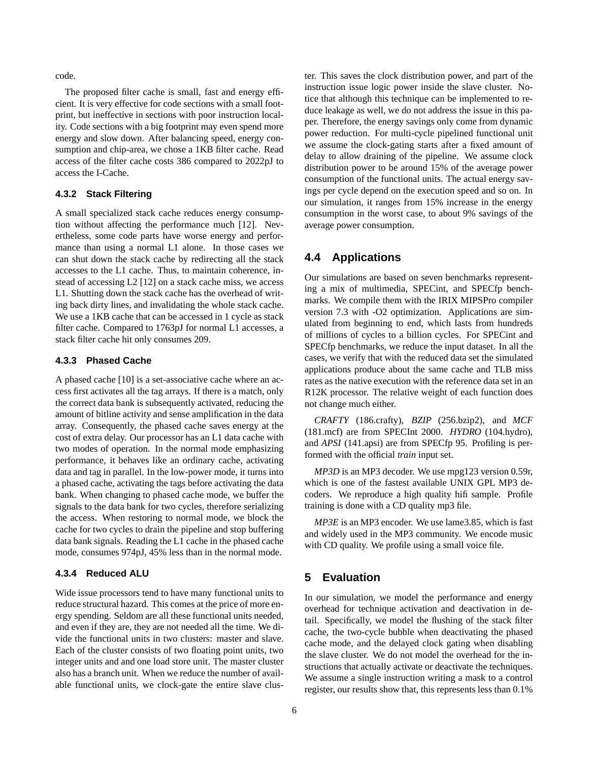code.

The proposed filter cache is small, fast and energy efficient. It is very effective for code sections with a small footprint, but ineffective in sections with poor instruction locality. Code sections with a big footprint may even spend more energy and slow down. After balancing speed, energy consumption and chip-area, we chose a 1KB filter cache. Read access of the filter cache costs 386 compared to 2022pJ to access the I-Cache.

#### 4.3.2 Stack Filtering

A small specialized stack cache reduces energy consumption without affecting the performance much [12]. Nevertheless, some code parts have worse energy and performance than using a normal L1 alone. In those cases we can shut down the stack cache by redirecting all the stack accesses to the L1 cache. Thus, to maintain coherence, instead of accessing L2 [12] on a stack cache miss, we access L1. Shutting down the stack cache has the overhead of writing back dirty lines, and invalidating the whole stack cache. We use a 1KB cache that can be accessed in 1 cycle as stack filter cache. Compared to 1763pJ for normal L1 accesses, a stack filter cache hit only consumes 209.

#### 4.3.3 Phased Cache

A phased cache [10] is a set-associative cache where an access first activates all the tag arrays. If there is a match, only the correct data bank is subsequently activated, reducing the amount of bitline activity and sense amplification in the data array. Consequently, the phased cache saves energy at the cost of extra delay. Our processor has an L1 data cache with two modes of operation. In the normal mode emphasizing performance, it behaves like an ordinary cache, activating data and tag in parallel. In the low-power mode, it turns into a phased cache, activating the tags before activating the data bank. When changing to phased cache mode, we buffer the signals to the data bank for two cycles, therefore serializing the access. When restoring to normal mode, we block the cache for two cycles to drain the pipeline and stop buffering data bank signals. Reading the L1 cache in the phased cache mode, consumes 974pJ, 45% less than in the normal mode.

#### 4.3.4 Reduced ALU

Wide issue processors tend to have many functional units to reduce structural hazard. This comes at the price of more energy spending. Seldom are all these functional units needed, and even if they are, they are not needed all the time. We divide the functional units in two clusters: master and slave. Each of the cluster consists of two floating point units, two integer units and and one load store unit. The master cluster also has a branch unit. When we reduce the number of available functional units, we clock-gate the entire slave cluster. This saves the clock distribution power, and part of the instruction issue logic power inside the slave cluster. Notice that although this technique can be implemented to reduce leakage as well, we do not address the issue in this paper. Therefore, the energy savings only come from dynamic power reduction. For multi-cycle pipelined functional unit we assume the clock-gating starts after a fixed amount of delay to allow draining of the pipeline. We assume clock distribution power to be around 15% of the average power consumption of the functional units. The actual energy savings per cycle depend on the execution speed and so on. In our simulation, it ranges from 15% increase in the energy consumption in the worst case, to about 9% savings of the average power consumption.

### 4.4 Applications

Our simulations are based on seven benchmarks representing a mix of multimedia, SPECint, and SPECfp benchmarks. We compile them with the IRIX MIPSPro compiler version 7.3 with -O2 optimization. Applications are simulated from beginning to end, which lasts from hundreds of millions of cycles to a billion cycles. For SPECint and SPECfp benchmarks, we reduce the input dataset. In all the cases, we verify that with the reduced data set the simulated applications produce about the same cache and TLB miss rates as the native execution with the reference data set in an R12K processor. The relative weight of each function does not change much either.

*CRAFTY* (186.crafty), *BZIP* (256.bzip2), and *MCF* (181.mcf) are from SPECInt 2000. *HYDRO* (104.hydro), and *APSI* (141.apsi) are from SPECfp 95. Profiling is performed with the official *train* input set.

*MP3D* is an MP3 decoder. We use mpg123 version 0.59r, which is one of the fastest available UNIX GPL MP3 decoders. We reproduce a high quality hifi sample. Profile training is done with a CD quality mp3 file.

*MP3E* is an MP3 encoder. We use lame3.85, which is fast and widely used in the MP3 community. We encode music with CD quality. We profile using a small voice file.

## 5 Evaluation

In our simulation, we model the performance and energy overhead for technique activation and deactivation in detail. Specifically, we model the flushing of the stack filter cache, the two-cycle bubble when deactivating the phased cache mode, and the delayed clock gating when disabling the slave cluster. We do not model the overhead for the instructions that actually activate or deactivate the techniques. We assume a single instruction writing a mask to a control register, our results show that, this represents less than 0.1%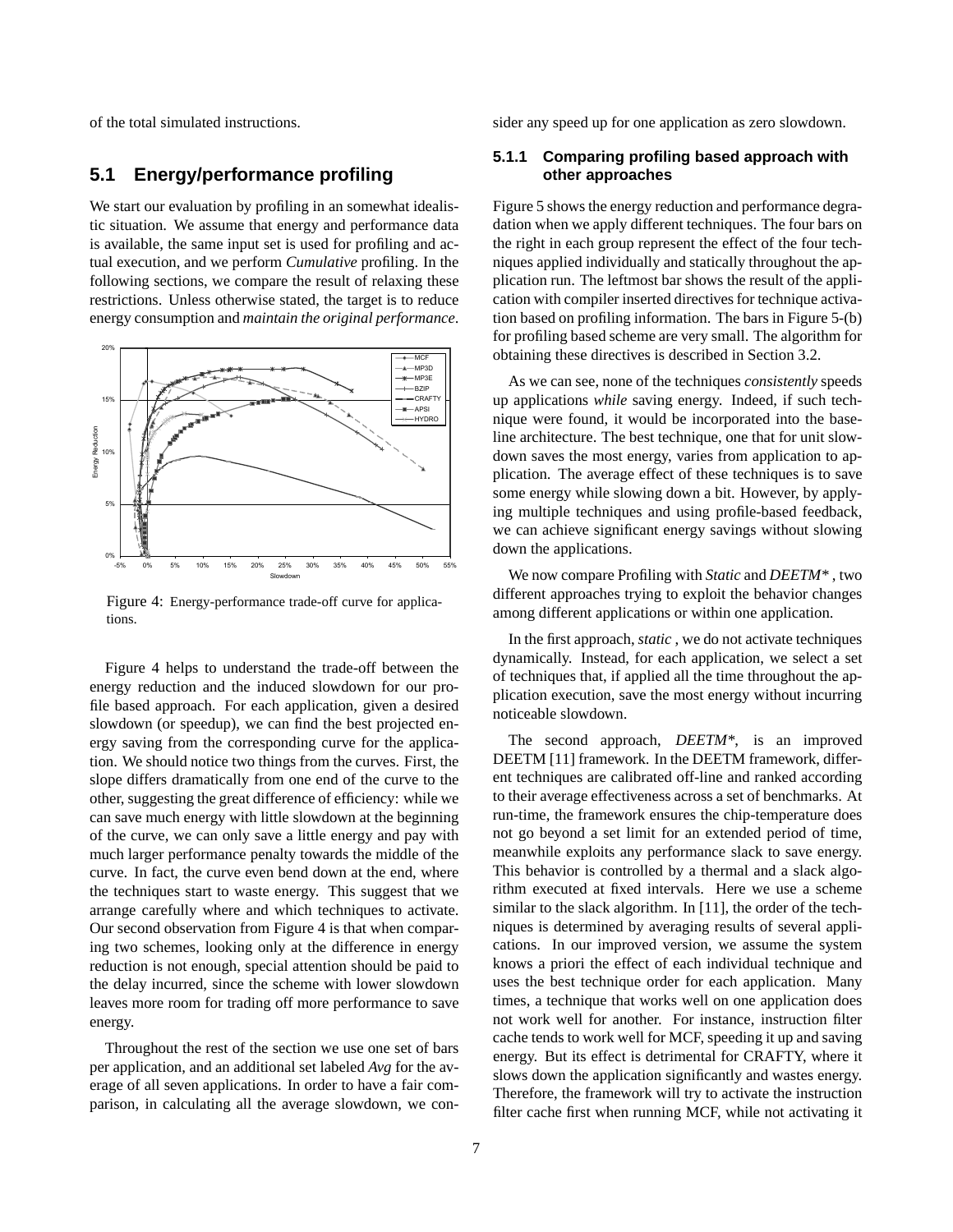of the total simulated instructions.

## 5.1 Energy/performance profiling

We start our evaluation by profiling in an somewhat idealistic situation. We assume that energy and performance data is available, the same input set is used for profiling and actual execution, and we perform *Cumulative* profiling. In the following sections, we compare the result of relaxing these restrictions. Unless otherwise stated, the target is to reduce energy consumption and *maintain the original performance*.

Figure 4: Energy-performance trade-off curve for applications.

Figure 4 helps to understand the trade-off between the energy reduction and the induced slowdown for our profile based approach. For each application, given a desired slowdown (or speedup), we can find the best projected energy saving from the corresponding curve for the application. We should notice two things from the curves. First, the slope differs dramatically from one end of the curve to the other, suggesting the great difference of efficiency: while we can save much energy with little slowdown at the beginning of the curve, we can only save a little energy and pay with much larger performance penalty towards the middle of the curve. In fact, the curve even bend down at the end, where the techniques start to waste energy. This suggest that we arrange carefully where and which techniques to activate. Our second observation from Figure 4 is that when comparing two schemes, looking only at the difference in energy reduction is not enough, special attention should be paid to the delay incurred, since the scheme with lower slowdown leaves more room for trading off more performance to save energy.

Throughout the rest of the section we use one set of bars per application, and an additional set labeled *Avg* for the average of all seven applications. In order to have a fair comparison, in calculating all the average slowdown, we consider any speed up for one application as zero slowdown.

### 5.1.1 Comparing profiling based approach with other approaches

Figure 5 shows the energy reduction and performance degradation when we apply different techniques. The four bars on the right in each group represent the effect of the four techniques applied individually and statically throughout the application run. The leftmost bar shows the result of the application with compiler inserted directives for technique activation based on profiling information. The bars in Figure 5-(b) for profiling based scheme are very small. The algorithm for obtaining these directives is described in Section 3.2.

As we can see, none of the techniques *consistently* speeds up applications *while* saving energy. Indeed, if such technique were found, it would be incorporated into the baseline architecture. The best technique, one that for unit slowdown saves the most energy, varies from application to application. The average effect of these techniques is to save some energy while slowing down a bit. However, by applying multiple techniques and using profile-based feedback, we can achieve significant energy savings without slowing down the applications.

We now compare Profiling with *Static* and *DEETM**, two different approaches trying to exploit the behavior changes among different applications or within one application.

In the first approach, *static*, we do not activate techniques dynamically. Instead, for each application, we select a set of techniques that, if applied all the time throughout the application execution, save the most energy without incurring noticeable slowdown.

The second approach, *DEETM**, is an improved DEETM [11] framework. In the DEETM framework, different techniques are calibrated off-line and ranked according to their average effectiveness across a set of benchmarks. At run-time, the framework ensures the chip-temperature does not go beyond a set limit for an extended period of time, meanwhile exploits any performance slack to save energy. This behavior is controlled by a thermal and a slack algorithm executed at fixed intervals. Here we use a scheme similar to the slack algorithm. In [11], the order of the techniques is determined by averaging results of several applications. In our improved version, we assume the system knows a priori the effect of each individual technique and uses the best technique order for each application. Many times, a technique that works well on one application does not work well for another. For instance, instruction filter cache tends to work well for MCF, speeding it up and saving energy. But its effect is detrimental for CRAFTY, where it slows down the application significantly and wastes energy. Therefore, the framework will try to activate the instruction filter cache first when running MCF, while not activating it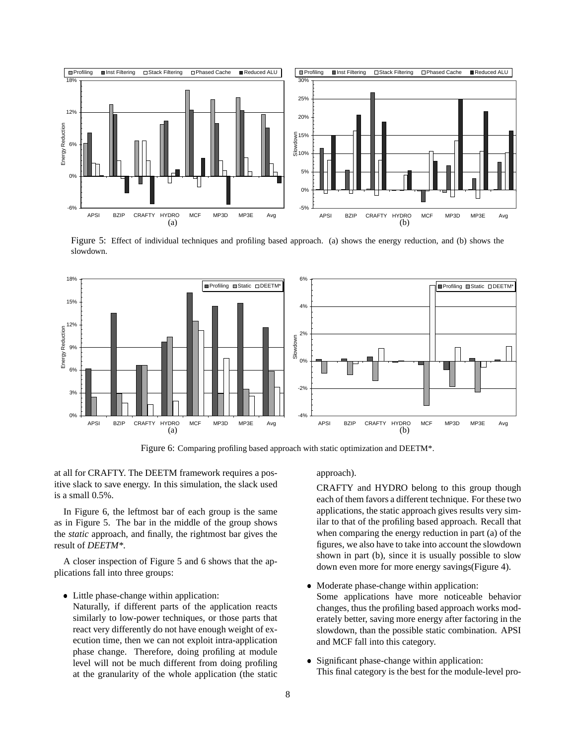Figure 5: Effect of individual techniques and profiling based approach. (a) shows the energy reduction, and (b) shows the slowdown.

Figure 6: Comparing profiling based approach with static optimization and DEETM*.

at all for CRAFTY. The DEETM framework requires a positive slack to save energy. In this simulation, the slack used is a small 0.5%.

In Figure 6, the leftmost bar of each group is the same as in Figure 5. The bar in the middle of the group shows the *static* approach, and finally, the rightmost bar gives the result of *DEETM**.

A closer inspection of Figure 5 and 6 shows that the applications fall into three groups:

- Little phase-change within application:
  Naturally, if different parts of the application reacts similarly to low-power techniques, or those parts that react very differently do not have enough weight of execution time, then we can not exploit intra-application phase change. Therefore, doing profiling at module level will not be much different from doing profiling at the granularity of the whole application (the static approach).

  CRAFTY and HYDRO belong to this group though each of them favors a different technique. For these two applications, the static approach gives results very similar to that of the profiling based approach. Recall that when comparing the energy reduction in part (a) of the figures, we also have to take into account the slowdown shown in part (b), since it is usually possible to slow down even more for more energy savings(Figure 4).

- Moderate phase-change within application:
  Some applications have more noticeable behavior changes, thus the profiling based approach works moderately better, saving more energy after factoring in the slowdown, than the possible static combination. APSI and MCF fall into this category.

- Significant phase-change within application:
  This final category is the best for the module-level pro-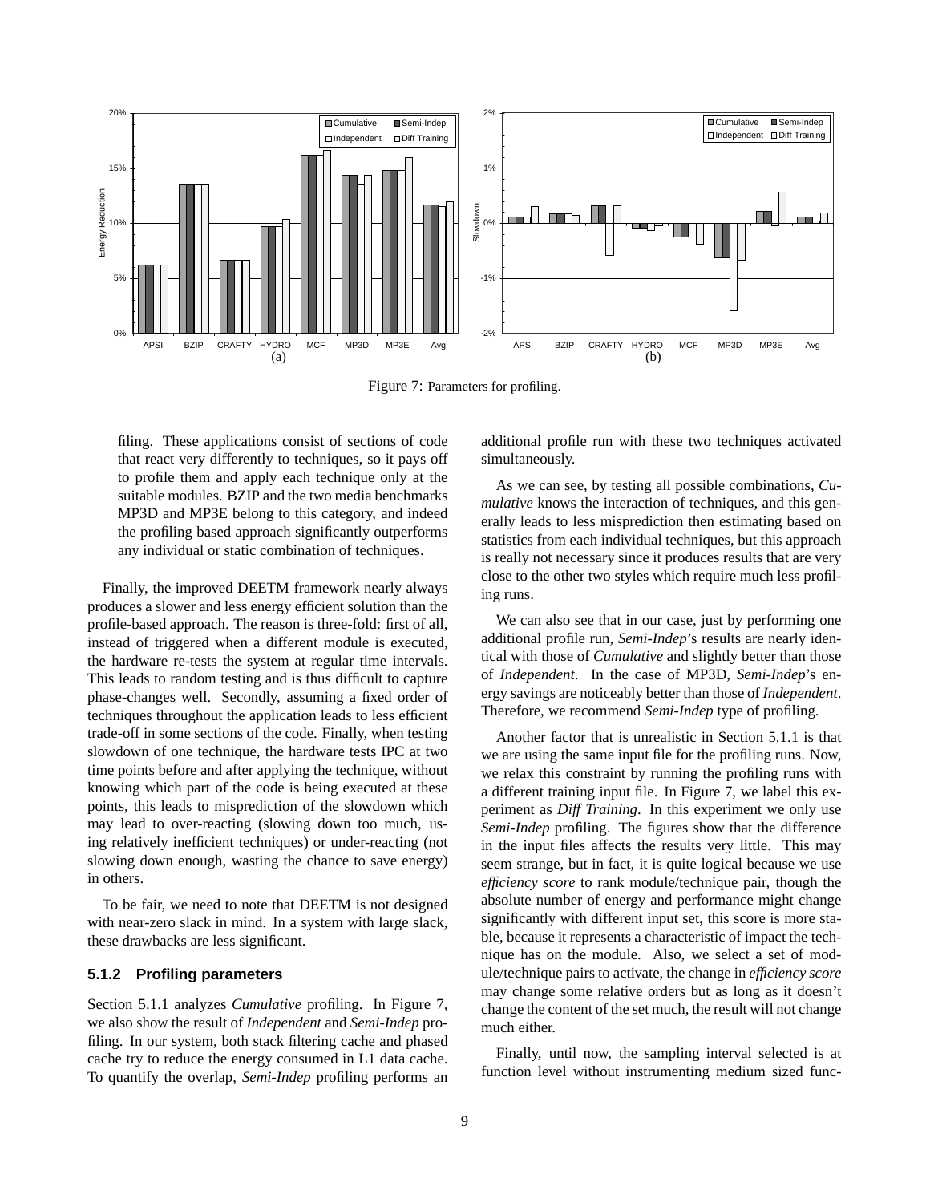Figure 7: Parameters for profiling.

filing. These applications consist of sections of code that react very differently to techniques, so it pays off to profile them and apply each technique only at the suitable modules. BZIP and the two media benchmarks MP3D and MP3E belong to this category, and indeed the profiling based approach significantly outperforms any individual or static combination of techniques.

Finally, the improved DEETM framework nearly always produces a slower and less energy efficient solution than the profile-based approach. The reason is three-fold: first of all, instead of triggered when a different module is executed, the hardware re-tests the system at regular time intervals. This leads to random testing and is thus difficult to capture phase-changes well. Secondly, assuming a fixed order of techniques throughout the application leads to less efficient trade-off in some sections of the code. Finally, when testing slowdown of one technique, the hardware tests IPC at two time points before and after applying the technique, without knowing which part of the code is being executed at these points, this leads to misprediction of the slowdown which may lead to over-reacting (slowing down too much, using relatively inefficient techniques) or under-reacting (not slowing down enough, wasting the chance to save energy) in others.

To be fair, we need to note that DEETM is not designed with near-zero slack in mind. In a system with large slack, these drawbacks are less significant.

### 5.1.2 Profiling parameters

Section 5.1.1 analyzes *Cumulative* profiling. In Figure 7, we also show the result of *Independent* and *Semi-Indep* profiling. In our system, both stack filtering cache and phased cache try to reduce the energy consumed in L1 data cache. To quantify the overlap, *Semi-Indep* profiling performs an additional profile run with these two techniques activated simultaneously.

As we can see, by testing all possible combinations, *Cumulative* knows the interaction of techniques, and this generally leads to less misprediction then estimating based on statistics from each individual techniques, but this approach is really not necessary since it produces results that are very close to the other two styles which require much less profiling runs.

We can also see that in our case, just by performing one additional profile run, *Semi-Indep*'s results are nearly identical with those of *Cumulative* and slightly better than those of *Independent*. In the case of MP3D, *Semi-Indep*'s energy savings are noticeably better than those of *Independent*. Therefore, we recommend *Semi-Indep* type of profiling.

Another factor that is unrealistic in Section 5.1.1 is that we are using the same input file for the profiling runs. Now, we relax this constraint by running the profiling runs with a different training input file. In Figure 7, we label this experiment as *Diff Training*. In this experiment we only use *Semi-Indep* profiling. The figures show that the difference in the input files affects the results very little. This may seem strange, but in fact, it is quite logical because we use *efficiency score* to rank module/technique pair, though the absolute number of energy and performance might change significantly with different input set, this score is more stable, because it represents a characteristic of impact the technique has on the module. Also, we select a set of module/technique pairs to activate, the change in *efficiency score* may change some relative orders but as long as it doesn't change the content of the set much, the result will not change much either.

Finally, until now, the sampling interval selected is at function level without instrumenting medium sized func-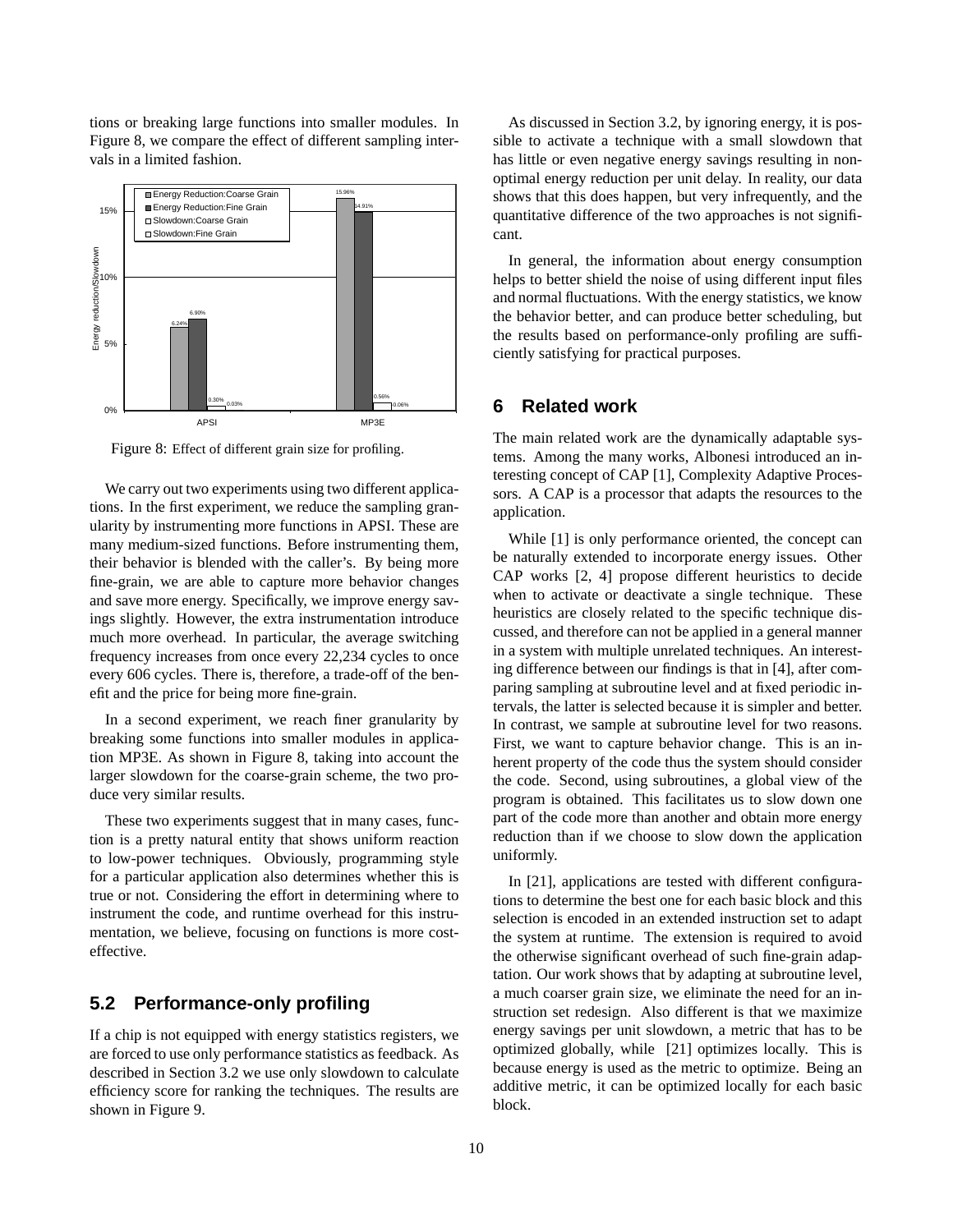tions or breaking large functions into smaller modules. In Figure 8, we compare the effect of different sampling intervals in a limited fashion.

Figure 8: Effect of different grain size for profiling.

We carry out two experiments using two different applications. In the first experiment, we reduce the sampling granularity by instrumenting more functions in APSI. These are many medium-sized functions. Before instrumenting them, their behavior is blended with the caller's. By being more fine-grain, we are able to capture more behavior changes and save more energy. Specifically, we improve energy savings slightly. However, the extra instrumentation introduce much more overhead. In particular, the average switching frequency increases from once every 22,234 cycles to once every 606 cycles. There is, therefore, a trade-off of the benefit and the price for being more fine-grain.

In a second experiment, we reach finer granularity by breaking some functions into smaller modules in application MP3E. As shown in Figure 8, taking into account the larger slowdown for the coarse-grain scheme, the two produce very similar results.

These two experiments suggest that in many cases, function is a pretty natural entity that shows uniform reaction to low-power techniques. Obviously, programming style for a particular application also determines whether this is true or not. Considering the effort in determining where to instrument the code, and runtime overhead for this instrumentation, we believe, focusing on functions is more cost-effective.

## 5.2 Performance-only profiling

If a chip is not equipped with energy statistics registers, we are forced to use only performance statistics as feedback. As described in Section 3.2 we use only slowdown to calculate efficiency score for ranking the techniques. The results are shown in Figure 9.

As discussed in Section 3.2, by ignoring energy, it is possible to activate a technique with a small slowdown that has little or even negative energy savings resulting in non-optimal energy reduction per unit delay. In reality, our data shows that this does happen, but very infrequently, and the quantitative difference of the two approaches is not significant.

In general, the information about energy consumption helps to better shield the noise of using different input files and normal fluctuations. With the energy statistics, we know the behavior better, and can produce better scheduling, but the results based on performance-only profiling are sufficiently satisfying for practical purposes.

# 6 Related work

The main related work are the dynamically adaptable systems. Among the many works, Albonesi introduced an interesting concept of CAP [1], Complexity Adaptive Processors. A CAP is a processor that adapts the resources to the application.

While [1] is only performance oriented, the concept can be naturally extended to incorporate energy issues. Other CAP works [2, 4] propose different heuristics to decide when to activate or deactivate a single technique. These heuristics are closely related to the specific technique discussed, and therefore can not be applied in a general manner in a system with multiple unrelated techniques. An interesting difference between our findings is that in [4], after comparing sampling at subroutine level and at fixed periodic intervals, the latter is selected because it is simpler and better. In contrast, we sample at subroutine level for two reasons. First, we want to capture behavior change. This is an inherent property of the code thus the system should consider the code. Second, using subroutines, a global view of the program is obtained. This facilitates us to slow down one part of the code more than another and obtain more energy reduction than if we choose to slow down the application uniformly.

In [21], applications are tested with different configurations to determine the best one for each basic block and this selection is encoded in an extended instruction set to adapt the system at runtime. The extension is required to avoid the otherwise significant overhead of such fine-grain adaptation. Our work shows that by adapting at subroutine level, a much coarser grain size, we eliminate the need for an instruction set redesign. Also different is that we maximize energy savings per unit slowdown, a metric that has to be optimized globally, while [21] optimizes locally. This is because energy is used as the metric to optimize. Being an additive metric, it can be optimized locally for each basic block.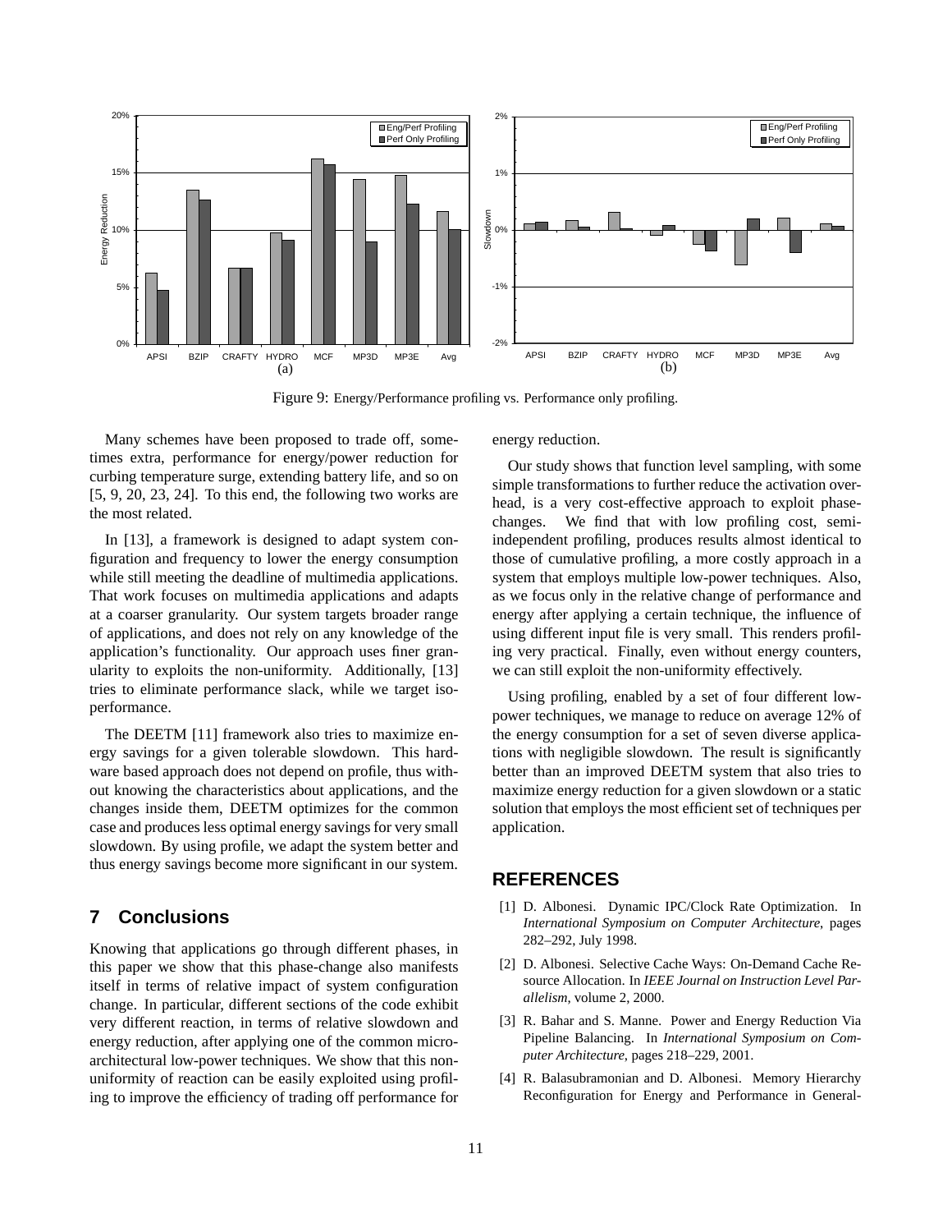Figure 9: Energy/Performance profiling vs. Performance only profiling.

Many schemes have been proposed to trade off, sometimes extra, performance for energy/power reduction for curbing temperature surge, extending battery life, and so on [5, 9, 20, 23, 24]. To this end, the following two works are the most related.

In [13], a framework is designed to adapt system configuration and frequency to lower the energy consumption while still meeting the deadline of multimedia applications. That work focuses on multimedia applications and adapts at a coarser granularity. Our system targets broader range of applications, and does not rely on any knowledge of the application's functionality. Our approach uses finer granularity to exploits the non-uniformity. Additionally, [13] tries to eliminate performance slack, while we target iso-performance.

The DEETM [11] framework also tries to maximize energy savings for a given tolerable slowdown. This hardware based approach does not depend on profile, thus without knowing the characteristics about applications, and the changes inside them, DEETM optimizes for the common case and produces less optimal energy savings for very small slowdown. By using profile, we adapt the system better and thus energy savings become more significant in our system.

## 7 Conclusions

Knowing that applications go through different phases, in this paper we show that this phase-change also manifests itself in terms of relative impact of system configuration change. In particular, different sections of the code exhibit very different reaction, in terms of relative slowdown and energy reduction, after applying one of the common micro-architectural low-power techniques. We show that this non-uniformity of reaction can be easily exploited using profiling to improve the efficiency of trading off performance for energy reduction.

Our study shows that function level sampling, with some simple transformations to further reduce the activation overhead, is a very cost-effective approach to exploit phase-changes. We find that with low profiling cost, semi-independent profiling, produces results almost identical to those of cumulative profiling, a more costly approach in a system that employs multiple low-power techniques. Also, as we focus only in the relative change of performance and energy after applying a certain technique, the influence of using different input file is very small. This renders profiling very practical. Finally, even without energy counters, we can still exploit the non-uniformity effectively.

Using profiling, enabled by a set of four different low-power techniques, we manage to reduce on average 12% of the energy consumption for a set of seven diverse applications with negligible slowdown. The result is significantly better than an improved DEETM system that also tries to maximize energy reduction for a given slowdown or a static solution that employs the most efficient set of techniques per application.

## REFERENCES

[1] D. Albonesi. Dynamic IPC/Clock Rate Optimization. In *International Symposium on Computer Architecture*, pages 282–292, July 1998.

[2] D. Albonesi. Selective Cache Ways: On-Demand Cache Resource Allocation. In *IEEE Journal on Instruction Level Parallelism*, volume 2, 2000.

[3] R. Bahar and S. Manne. Power and Energy Reduction Via Pipeline Balancing. In *International Symposium on Computer Architecture*, pages 218–229, 2001.

[4] R. Balasubramonian and D. Albonesi. Memory Hierarchy Reconfiguration for Energy and Performance in General-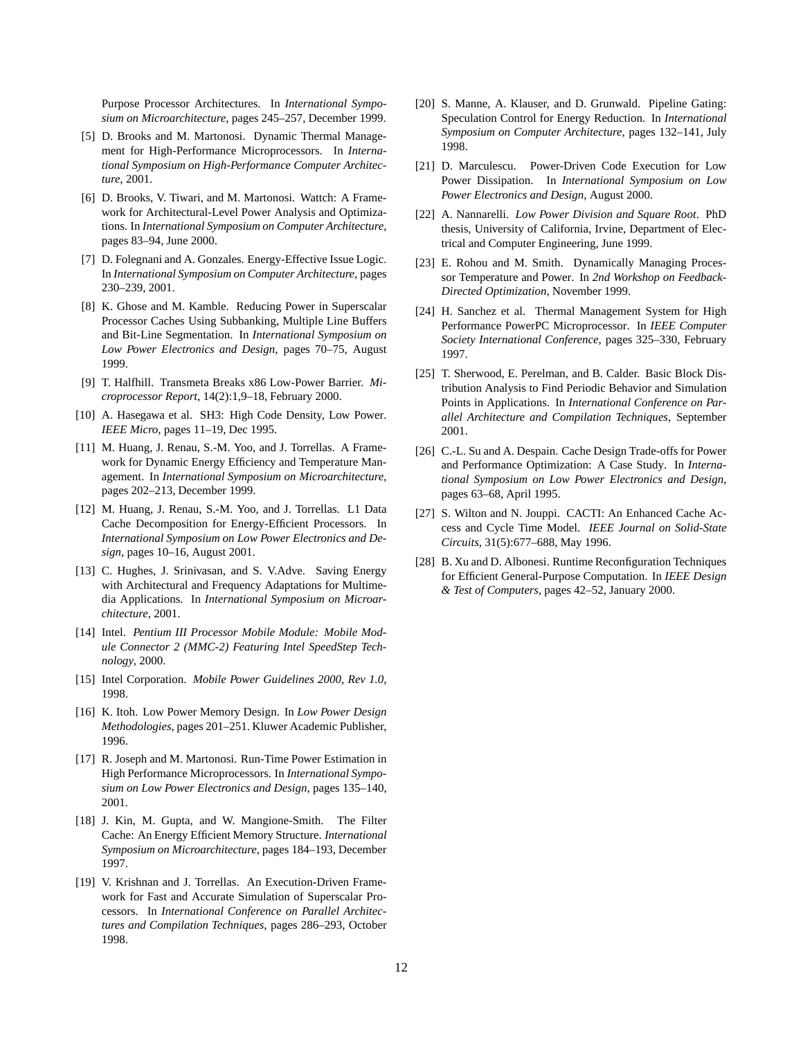Purpose Processor Architectures. In *International Symposium on Microarchitecture*, pages 245–257, December 1999.

[5] D. Brooks and M. Martonosi. Dynamic Thermal Management for High-Performance Microprocessors. In *International Symposium on High-Performance Computer Architecture*, 2001.

[6] D. Brooks, V. Tiwari, and M. Martonosi. Wattch: A Framework for Architectural-Level Power Analysis and Optimizations. In *International Symposium on Computer Architecture*, pages 83–94, June 2000.

[7] D. Folegnani and A. Gonzales. Energy-Effective Issue Logic. In *International Symposium on Computer Architecture*, pages 230–239, 2001.

[8] K. Ghose and M. Kamble. Reducing Power in Superscalar Processor Caches Using Subbanking, Multiple Line Buffers and Bit-Line Segmentation. In *International Symposium on Low Power Electronics and Design*, pages 70–75, August 1999.

[9] T. Halfhill. Transmeta Breaks x86 Low-Power Barrier. *Microprocessor Report*, 14(2):1,9–18, February 2000.

[10] A. Hasegawa et al. SH3: High Code Density, Low Power. *IEEE Micro*, pages 11–19, Dec 1995.

[11] M. Huang, J. Renau, S.-M. Yoo, and J. Torrellas. A Framework for Dynamic Energy Efficiency and Temperature Management. In *International Symposium on Microarchitecture*, pages 202–213, December 1999.

[12] M. Huang, J. Renau, S.-M. Yoo, and J. Torrellas. L1 Data Cache Decomposition for Energy-Efficient Processors. In *International Symposium on Low Power Electronics and Design*, pages 10–16, August 2001.

[13] C. Hughes, J. Srinivasan, and S. V.Adve. Saving Energy with Architectural and Frequency Adaptations for Multimedia Applications. In *International Symposium on Microarchitecture*, 2001.

[14] Intel. *Pentium III Processor Mobile Module: Mobile Module Connector 2 (MMC-2) Featuring Intel SpeedStep Technology*, 2000.

[15] Intel Corporation. *Mobile Power Guidelines 2000, Rev 1.0*, 1998.

[16] K. Itoh. Low Power Memory Design. In *Low Power Design Methodologies*, pages 201–251. Kluwer Academic Publisher, 1996.

[17] R. Joseph and M. Martonosi. Run-Time Power Estimation in High Performance Microprocessors. In *International Symposium on Low Power Electronics and Design*, pages 135–140, 2001.

[18] J. Kin, M. Gupta, and W. Mangione-Smith. The Filter Cache: An Energy Efficient Memory Structure. *International Symposium on Microarchitecture*, pages 184–193, December 1997.

[19] V. Krishnan and J. Torrellas. An Execution-Driven Framework for Fast and Accurate Simulation of Superscalar Processors. In *International Conference on Parallel Architectures and Compilation Techniques*, pages 286–293, October 1998.

[20] S. Manne, A. Klauser, and D. Grunwald. Pipeline Gating: Speculation Control for Energy Reduction. In *International Symposium on Computer Architecture*, pages 132–141, July 1998.

[21] D. Marculescu. Power-Driven Code Execution for Low Power Dissipation. In *International Symposium on Low Power Electronics and Design*, August 2000.

[22] A. Nannarelli. *Low Power Division and Square Root*. PhD thesis, University of California, Irvine, Department of Electrical and Computer Engineering, June 1999.

[23] E. Rohou and M. Smith. Dynamically Managing Processor Temperature and Power. In *2nd Workshop on Feedback-Directed Optimization*, November 1999.

[24] H. Sanchez et al. Thermal Management System for High Performance PowerPC Microprocessor. In *IEEE Computer Society International Conference*, pages 325–330, February 1997.

[25] T. Sherwood, E. Perelman, and B. Calder. Basic Block Distribution Analysis to Find Periodic Behavior and Simulation Points in Applications. In *International Conference on Parallel Architecture and Compilation Techniques*, September 2001.

[26] C.-L. Su and A. Despain. Cache Design Trade-offs for Power and Performance Optimization: A Case Study. In *International Symposium on Low Power Electronics and Design*, pages 63–68, April 1995.

[27] S. Wilton and N. Jouppi. CACTI: An Enhanced Cache Access and Cycle Time Model. *IEEE Journal on Solid-State Circuits*, 31(5):677–688, May 1996.

[28] B. Xu and D. Albonesi. Runtime Reconfiguration Techniques for Efficient General-Purpose Computation. In *IEEE Design & Test of Computers*, pages 42–52, January 2000.